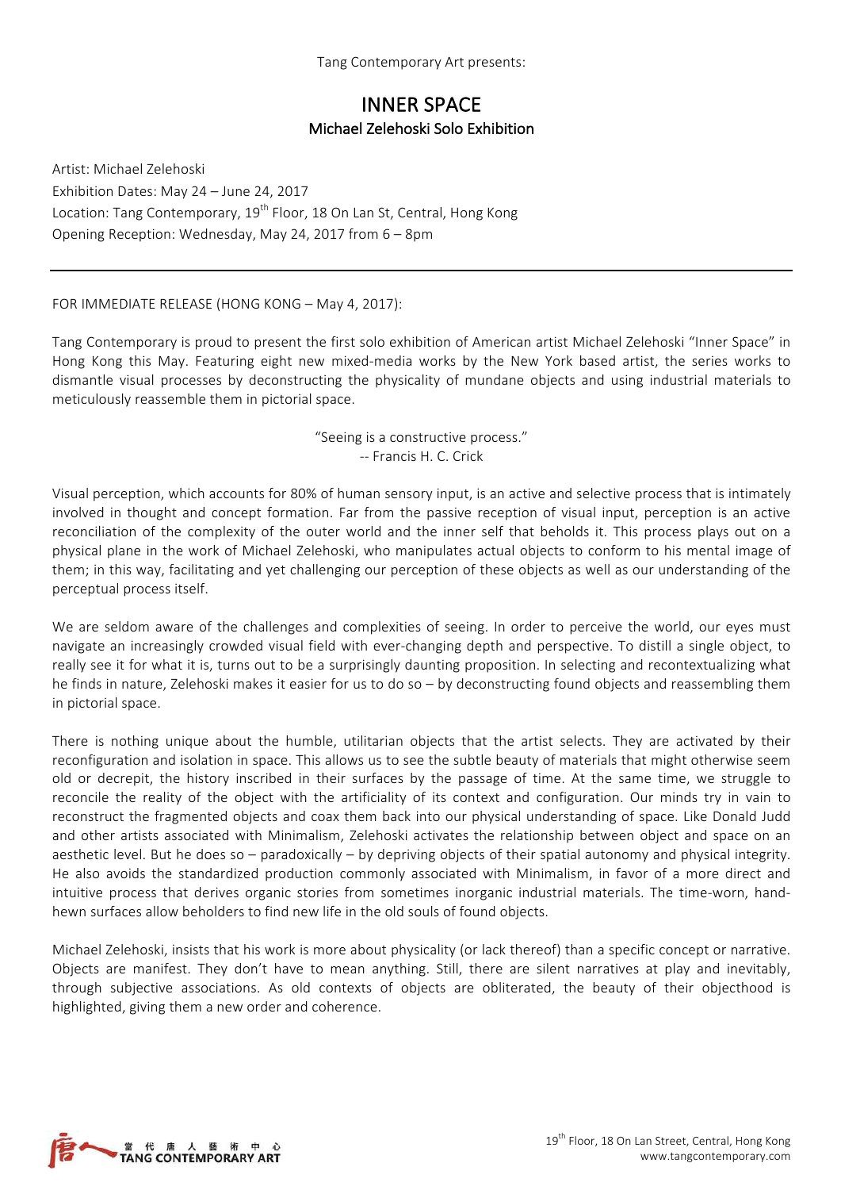Tang Contemporary Art presents:

# INNER SPACE

## Michael Zelehoski Solo Exhibition

Artist: Michael Zelehoski
Exhibition Dates: May 24 – June 24, 2017
Location: Tang Contemporary, 19th Floor, 18 On Lan St, Central, Hong Kong
Opening Reception: Wednesday, May 24, 2017 from 6 – 8pm

---

FOR IMMEDIATE RELEASE (HONG KONG – May 4, 2017):

Tang Contemporary is proud to present the first solo exhibition of American artist Michael Zelehoski "Inner Space" in Hong Kong this May. Featuring eight new mixed-media works by the New York based artist, the series works to dismantle visual processes by deconstructing the physicality of mundane objects and using industrial materials to meticulously reassemble them in pictorial space.

> "Seeing is a constructive process."
> -- Francis H. C. Crick

Visual perception, which accounts for 80% of human sensory input, is an active and selective process that is intimately involved in thought and concept formation. Far from the passive reception of visual input, perception is an active reconciliation of the complexity of the outer world and the inner self that beholds it. This process plays out on a physical plane in the work of Michael Zelehoski, who manipulates actual objects to conform to his mental image of them; in this way, facilitating and yet challenging our perception of these objects as well as our understanding of the perceptual process itself.

We are seldom aware of the challenges and complexities of seeing. In order to perceive the world, our eyes must navigate an increasingly crowded visual field with ever-changing depth and perspective. To distill a single object, to really see it for what it is, turns out to be a surprisingly daunting proposition. In selecting and recontextualizing what he finds in nature, Zelehoski makes it easier for us to do so – by deconstructing found objects and reassembling them in pictorial space.

There is nothing unique about the humble, utilitarian objects that the artist selects. They are activated by their reconfiguration and isolation in space. This allows us to see the subtle beauty of materials that might otherwise seem old or decrepit, the history inscribed in their surfaces by the passage of time. At the same time, we struggle to reconcile the reality of the object with the artificiality of its context and configuration. Our minds try in vain to reconstruct the fragmented objects and coax them back into our physical understanding of space. Like Donald Judd and other artists associated with Minimalism, Zelehoski activates the relationship between object and space on an aesthetic level. But he does so – paradoxically – by depriving objects of their spatial autonomy and physical integrity. He also avoids the standardized production commonly associated with Minimalism, in favor of a more direct and intuitive process that derives organic stories from sometimes inorganic industrial materials. The time-worn, hand-hewn surfaces allow beholders to find new life in the old souls of found objects.

Michael Zelehoski, insists that his work is more about physicality (or lack thereof) than a specific concept or narrative. Objects are manifest. They don't have to mean anything. Still, there are silent narratives at play and inevitably, through subjective associations. As old contexts of objects are obliterated, the beauty of their objecthood is highlighted, giving them a new order and coherence.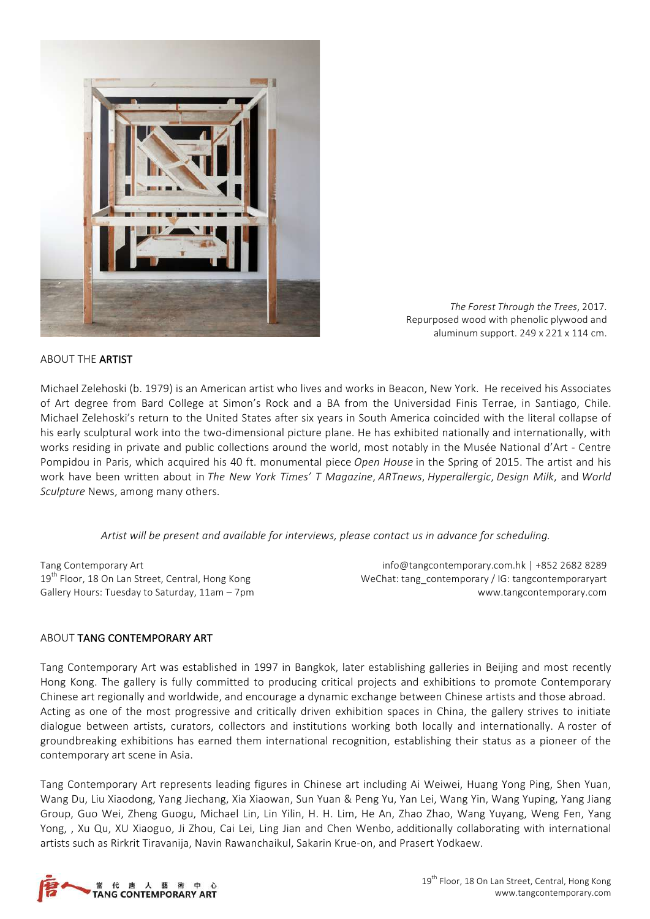*The Forest Through the Trees*, 2017.
Repurposed wood with phenolic plywood and aluminum support. 249 x 221 x 114 cm.

## ABOUT THE **ARTIST**

Michael Zelehoski (b. 1979) is an American artist who lives and works in Beacon, New York. He received his Associates of Art degree from Bard College at Simon's Rock and a BA from the Universidad Finis Terrae, in Santiago, Chile. Michael Zelehoski's return to the United States after six years in South America coincided with the literal collapse of his early sculptural work into the two-dimensional picture plane. He has exhibited nationally and internationally, with works residing in private and public collections around the world, most notably in the Musée National d'Art - Centre Pompidou in Paris, which acquired his 40 ft. monumental piece *Open House* in the Spring of 2015. The artist and his work have been written about in *The New York Times' T Magazine*, *ARTnews*, *Hyperallergic*, *Design Milk*, and *World Sculpture* News, among many others.

*Artist will be present and available for interviews, please contact us in advance for scheduling.*

Tang Contemporary Art
19th Floor, 18 On Lan Street, Central, Hong Kong
Gallery Hours: Tuesday to Saturday, 11am – 7pm

info@tangcontemporary.com.hk | +852 2682 8289
WeChat: tang_contemporary / IG: tangcontemporaryart
www.tangcontemporary.com

## ABOUT **TANG CONTEMPORARY ART**

Tang Contemporary Art was established in 1997 in Bangkok, later establishing galleries in Beijing and most recently Hong Kong. The gallery is fully committed to producing critical projects and exhibitions to promote Contemporary Chinese art regionally and worldwide, and encourage a dynamic exchange between Chinese artists and those abroad. Acting as one of the most progressive and critically driven exhibition spaces in China, the gallery strives to initiate dialogue between artists, curators, collectors and institutions working both locally and internationally. A roster of groundbreaking exhibitions has earned them international recognition, establishing their status as a pioneer of the contemporary art scene in Asia.

Tang Contemporary Art represents leading figures in Chinese art including Ai Weiwei, Huang Yong Ping, Shen Yuan, Wang Du, Liu Xiaodong, Yang Jiechang, Xia Xiaowan, Sun Yuan & Peng Yu, Yan Lei, Wang Yin, Wang Yuping, Yang Jiang Group, Guo Wei, Zheng Guogu, Michael Lin, Lin Yilin, H. H. Lim, He An, Zhao Zhao, Wang Yuyang, Weng Fen, Yang Yong, , Xu Qu, XU Xiaoguo, Ji Zhou, Cai Lei, Ling Jian and Chen Wenbo, additionally collaborating with international artists such as Rirkrit Tiravanija, Navin Rawanchaikul, Sakarin Krue-on, and Prasert Yodkaew.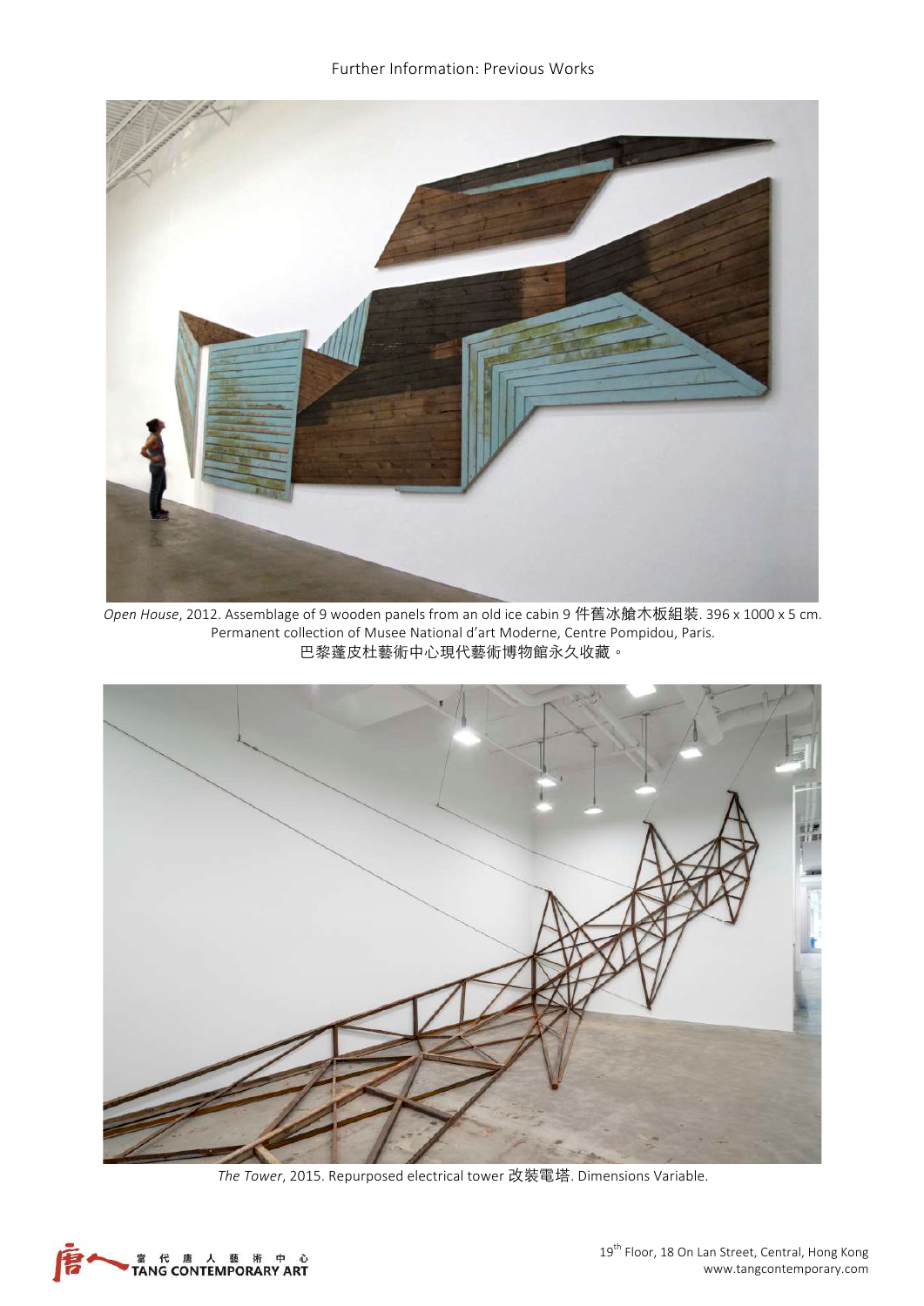Further Information: Previous Works

*Open House*, 2012. Assemblage of 9 wooden panels from an old ice cabin 9 件舊冰艙木板組裝. 396 x 1000 x 5 cm. Permanent collection of Musee National d'art Moderne, Centre Pompidou, Paris.
巴黎蓬皮杜藝術中心現代藝術博物館永久收藏。

*The Tower*, 2015. Repurposed electrical tower 改裝電塔. Dimensions Variable.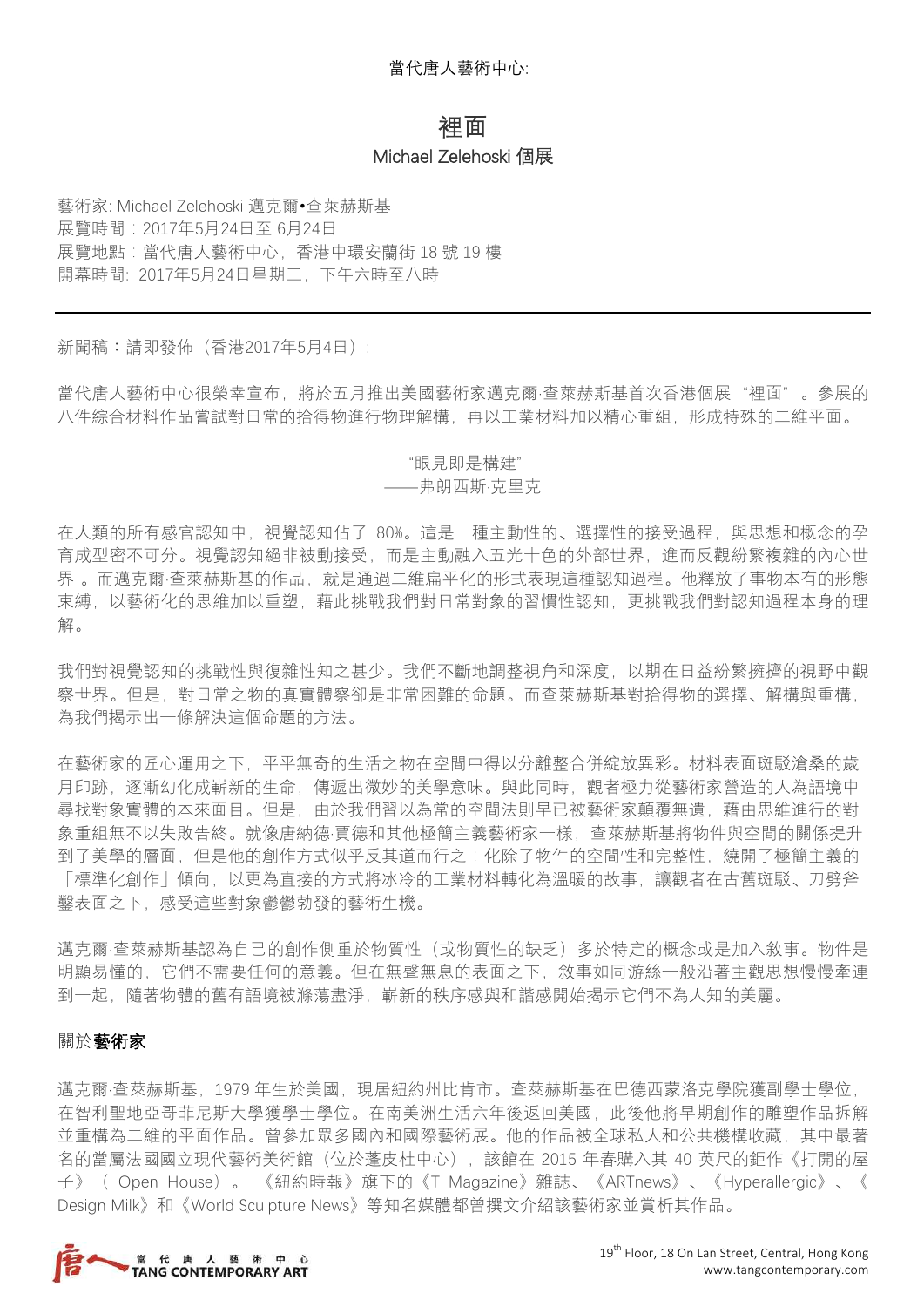當代唐人藝術中心:

# 裡面

## Michael Zelehoski 個展

藝術家: Michael Zelehoski 邁克爾•查萊赫斯基
展覽時間：2017年5月24日至 6月24日
展覽地點：當代唐人藝術中心，香港中環安蘭街 18 號 19 樓
開幕時間: 2017年5月24日星期三，下午六時至八時

---

新聞稿：請即發佈（香港2017年5月4日）:

當代唐人藝術中心很榮幸宣布，將於五月推出美國藝術家邁克爾·查萊赫斯基首次香港個展 "裡面" 。參展的八件綜合材料作品嘗試對日常的拾得物進行物理解構，再以工業材料加以精心重組，形成特殊的二維平面。

"眼見即是構建"
——弗朗西斯·克里克

在人類的所有感官認知中，視覺認知佔了 80%。這是一種主動性的、選擇性的接受過程，與思想和概念的孕育成型密不可分。視覺認知絕非被動接受，而是主動融入五光十色的外部世界，進而反觀紛繁複雜的內心世界 。而邁克爾·查萊赫斯基的作品，就是通過二維扁平化的形式表現這種認知過程。他釋放了事物本有的形態束縛，以藝術化的思維加以重塑，藉此挑戰我們對日常對象的習慣性認知，更挑戰我們對認知過程本身的理解。

我們對視覺認知的挑戰性與復雜性知之甚少。我們不斷地調整視角和深度，以期在日益紛繁擁擠的視野中觀察世界。但是，對日常之物的真實體察卻是非常困難的命題。而查萊赫斯基對拾得物的選擇、解構與重構，為我們揭示出一條解決這個命題的方法。

在藝術家的匠心運用之下，平平無奇的生活之物在空間中得以分離整合併綻放異彩。材料表面斑駁滄桑的歲月印跡，逐漸幻化成嶄新的生命，傳遞出微妙的美學意味。與此同時，觀者極力從藝術家營造的人為語境中尋找對象實體的本來面目。但是，由於我們習以為常的空間法則早已被藝術家顛覆無遺，藉由思維進行的對象重組無不以失敗告終。就像唐納德·賈德和其他極簡主義藝術家一樣，查萊赫斯基將物件與空間的關係提升到了美學的層面，但是他的創作方式似乎反其道而行之：化除了物件的空間性和完整性，繞開了極簡主義的「標準化創作」傾向，以更為直接的方式將冰冷的工業材料轉化為溫暖的故事，讓觀者在古舊斑駁、刀劈斧鑿表面之下，感受這些對象鬱鬱勃發的藝術生機。

邁克爾·查萊赫斯基認為自己的創作側重於物質性（或物質性的缺乏）多於特定的概念或是加入敘事。物件是明顯易懂的，它們不需要任何的意義。但在無聲無息的表面之下，敘事如同游絲一般沿著主觀思想慢慢牽連到一起，隨著物體的舊有語境被滌蕩盡淨，嶄新的秩序感與和諧感開始揭示它們不為人知的美麗。

### 關於**藝術家**

邁克爾·查萊赫斯基，1979 年生於美國，現居紐約州比肯市。查萊赫斯基在巴德西蒙洛克學院獲副學士學位，在智利聖地亞哥菲尼斯大學獲學士學位。在南美洲生活六年後返回美國，此後他將早期創作的雕塑作品拆解並重構為二維的平面作品。曾參加眾多國內和國際藝術展。他的作品被全球私人和公共機構收藏，其中最著名的當屬法國國立現代藝術美術館（位於蓬皮杜中心），該館在 2015 年春購入其 40 英尺的鉅作《打開的屋子》（ Open House）。 《紐約時報》旗下的《T Magazine》雜誌、《ARTnews》、《Hyperallergic》、《Design Milk》和《World Sculpture News》等知名媒體都曾撰文介紹該藝術家並賞析其作品。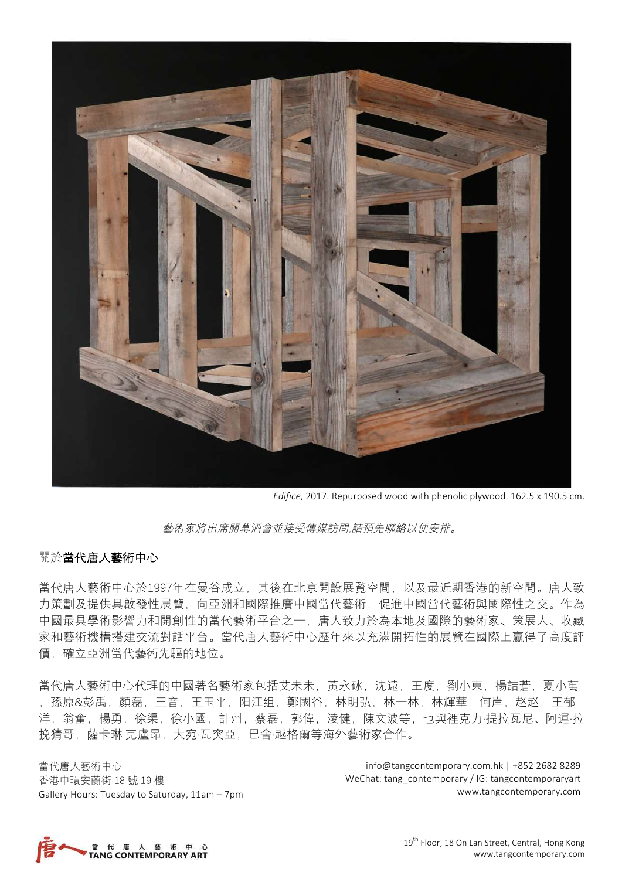*Edifice*, 2017. Repurposed wood with phenolic plywood. 162.5 x 190.5 cm.

*藝術家將出席開幕酒會並接受傳媒訪問,請預先聯絡以便安排。*

關於**當代唐人藝術中心**

當代唐人藝術中心於1997年在曼谷成立，其後在北京開設展覽空間，以及最近期香港的新空間。唐人致力策劃及提供具啟發性展覽，向亞洲和國際推廣中國當代藝術，促進中國當代藝術與國際性之交。作為中國最具學術影響力和開創性的當代藝術平台之一，唐人致力於為本地及國際的藝術家、策展人、收藏家和藝術機構搭建交流對話平台。當代唐人藝術中心歷年來以充滿開拓性的展覽在國際上贏得了高度評價，確立亞洲當代藝術先驅的地位。

當代唐人藝術中心代理的中國著名藝術家包括艾未未，黃永砯，沈遠，王度，劉小東，楊詰蒼，夏小萬，孫原&彭禹，顏磊，王音，王玉平，阳江组，鄭國谷，林明弘，林一林，林輝華，何岸，赵赵，王郁洋，翁奮，楊勇，徐渠，徐小國，計州，蔡磊，郭偉，淩健，陳文波等，也與裡克力·提拉瓦尼、阿運·拉挽猜哥，薩卡琳·克盧昂，大宛·瓦突亞，巴舍·越格爾等海外藝術家合作。

當代唐人藝術中心
香港中環安蘭街 18 號 19 樓
Gallery Hours: Tuesday to Saturday, 11am – 7pm

info@tangcontemporary.com.hk | +852 2682 8289
WeChat: tang_contemporary / IG: tangcontemporaryart
www.tangcontemporary.com